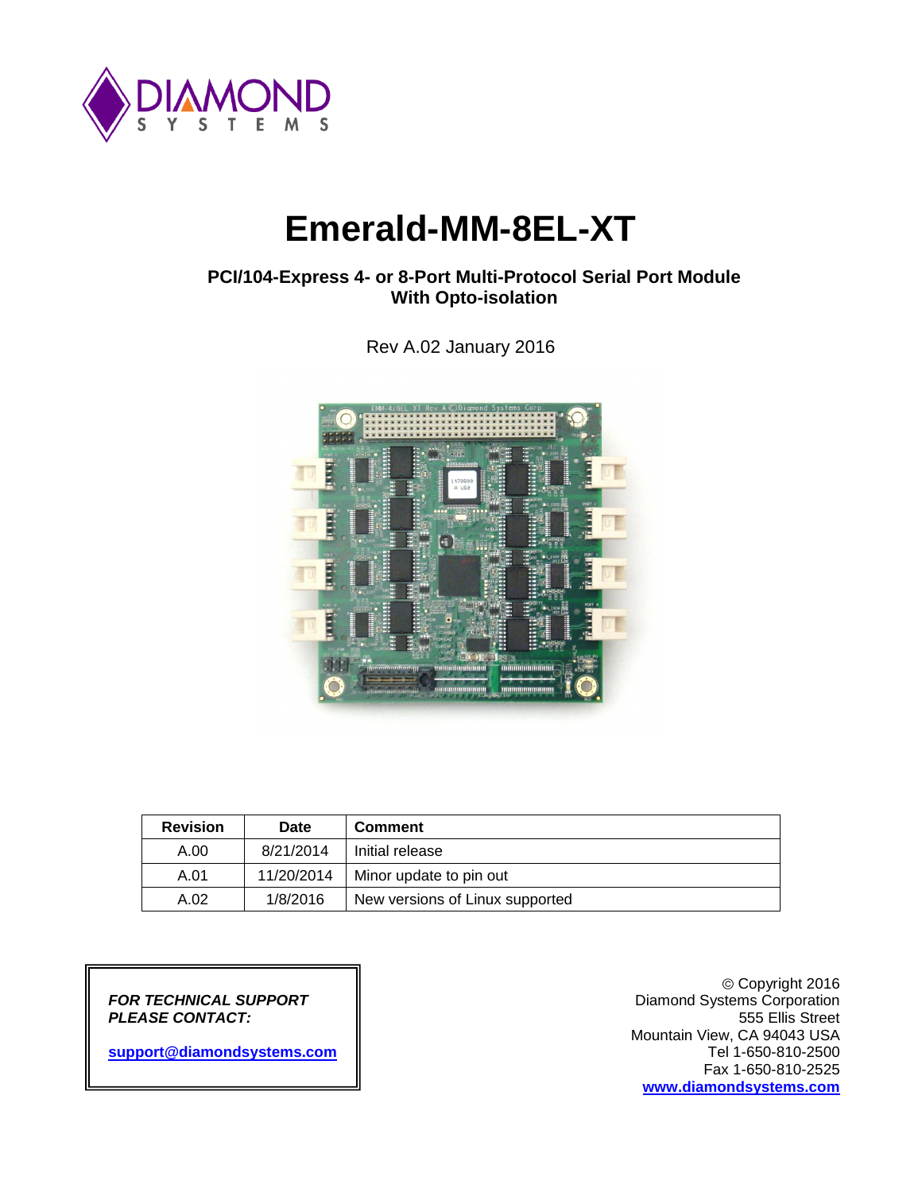DIAMOND SYSTEMS

# Emerald-MM-8EL-XT

**PCI/104-Express 4- or 8-Port Multi-Protocol Serial Port Module With Opto-isolation**

Rev A.02 January 2016

| Revision | Date | Comment |
|---|---|---|
| A.00 | 8/21/2014 | Initial release |
| A.01 | 11/20/2014 | Minor update to pin out |
| A.02 | 1/8/2016 | New versions of Linux supported |

***FOR TECHNICAL SUPPORT PLEASE CONTACT:***

**support@diamondsystems.com**

© Copyright 2016
Diamond Systems Corporation
555 Ellis Street
Mountain View, CA 94043 USA
Tel 1-650-810-2500
Fax 1-650-810-2525
**www.diamondsystems.com**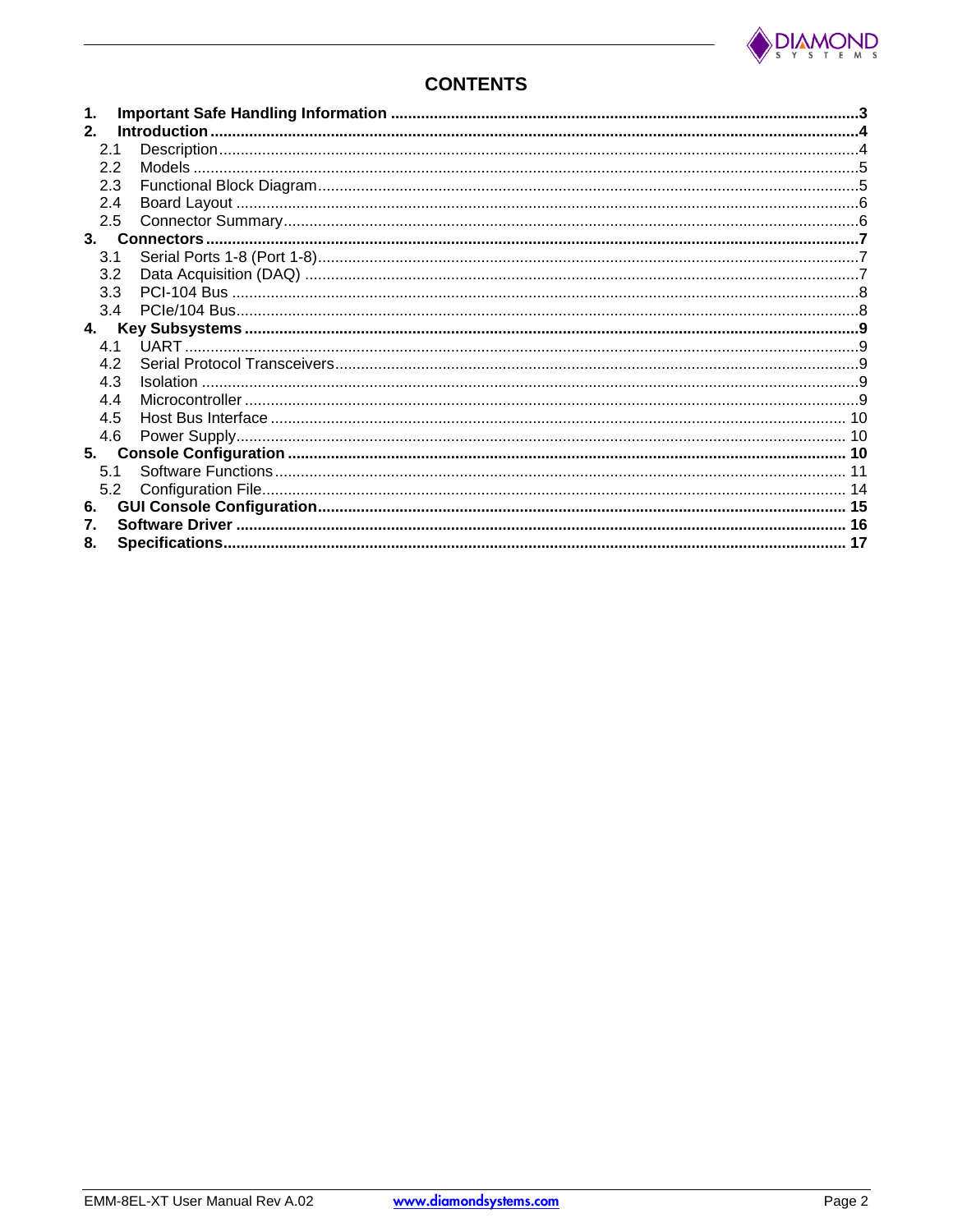# CONTENTS

1. **Important Safe Handling Information** .......... 3
2. **Introduction** .......... 4
   - 2.1 Description .......... 4
   - 2.2 Models .......... 5
   - 2.3 Functional Block Diagram .......... 5
   - 2.4 Board Layout .......... 6
   - 2.5 Connector Summary .......... 6
3. **Connectors** .......... 7
   - 3.1 Serial Ports 1-8 (Port 1-8) .......... 7
   - 3.2 Data Acquisition (DAQ) .......... 7
   - 3.3 PCI-104 Bus .......... 8
   - 3.4 PCIe/104 Bus .......... 8
4. **Key Subsystems** .......... 9
   - 4.1 UART .......... 9
   - 4.2 Serial Protocol Transceivers .......... 9
   - 4.3 Isolation .......... 9
   - 4.4 Microcontroller .......... 9
   - 4.5 Host Bus Interface .......... 10
   - 4.6 Power Supply .......... 10
5. **Console Configuration** .......... 10
   - 5.1 Software Functions .......... 11
   - 5.2 Configuration File .......... 14
6. **GUI Console Configuration** .......... 15
7. **Software Driver** .......... 16
8. **Specifications** .......... 17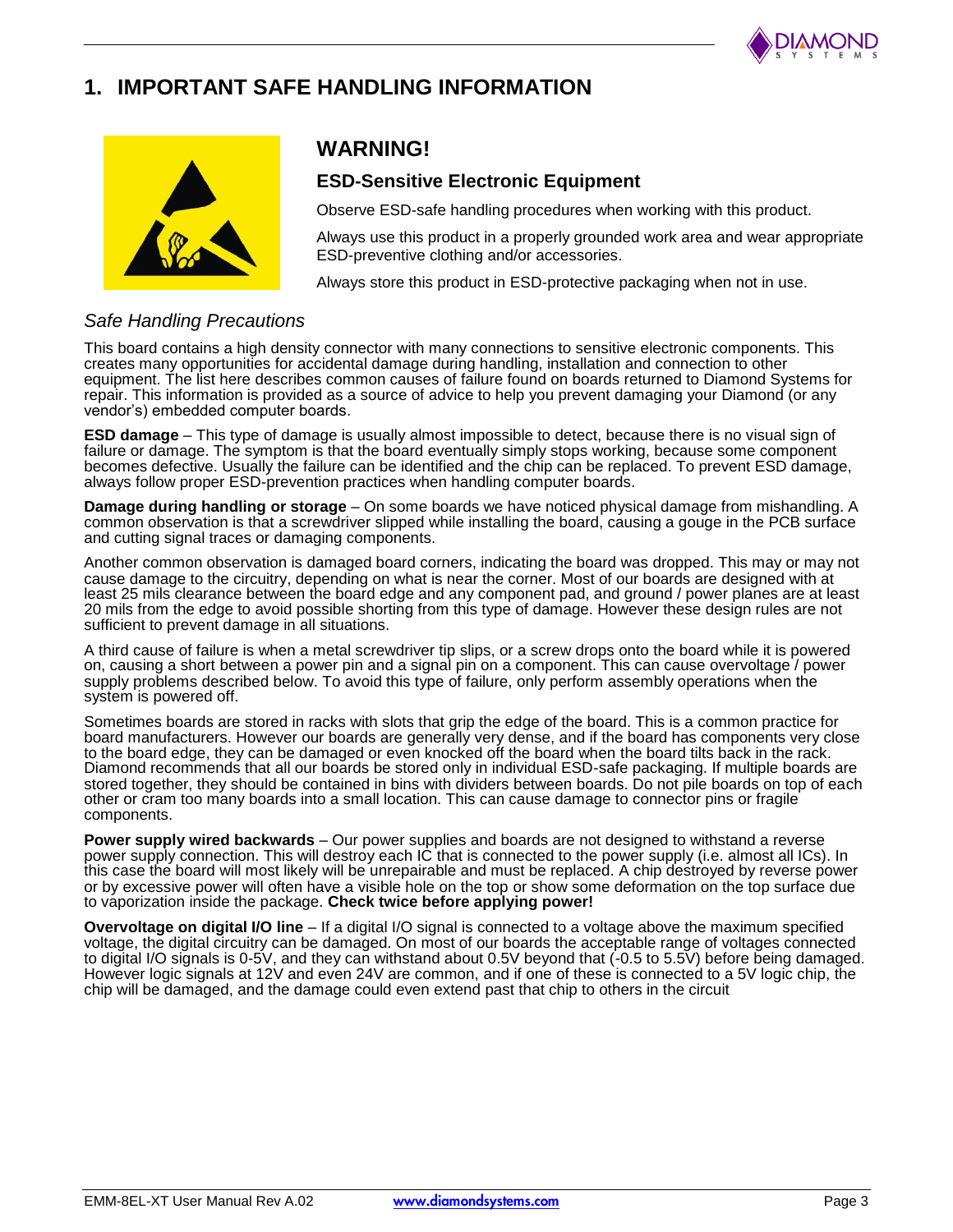# 1. IMPORTANT SAFE HANDLING INFORMATION

## WARNING!

### ESD-Sensitive Electronic Equipment

Observe ESD-safe handling procedures when working with this product.

Always use this product in a properly grounded work area and wear appropriate ESD-preventive clothing and/or accessories.

Always store this product in ESD-protective packaging when not in use.

*Safe Handling Precautions*

This board contains a high density connector with many connections to sensitive electronic components. This creates many opportunities for accidental damage during handling, installation and connection to other equipment. The list here describes common causes of failure found on boards returned to Diamond Systems for repair. This information is provided as a source of advice to help you prevent damaging your Diamond (or any vendor's) embedded computer boards.

**ESD damage** – This type of damage is usually almost impossible to detect, because there is no visual sign of failure or damage. The symptom is that the board eventually simply stops working, because some component becomes defective. Usually the failure can be identified and the chip can be replaced. To prevent ESD damage, always follow proper ESD-prevention practices when handling computer boards.

**Damage during handling or storage** – On some boards we have noticed physical damage from mishandling. A common observation is that a screwdriver slipped while installing the board, causing a gouge in the PCB surface and cutting signal traces or damaging components.

Another common observation is damaged board corners, indicating the board was dropped. This may or may not cause damage to the circuitry, depending on what is near the corner. Most of our boards are designed with at least 25 mils clearance between the board edge and any component pad, and ground / power planes are at least 20 mils from the edge to avoid possible shorting from this type of damage. However these design rules are not sufficient to prevent damage in all situations.

A third cause of failure is when a metal screwdriver tip slips, or a screw drops onto the board while it is powered on, causing a short between a power pin and a signal pin on a component. This can cause overvoltage / power supply problems described below. To avoid this type of failure, only perform assembly operations when the system is powered off.

Sometimes boards are stored in racks with slots that grip the edge of the board. This is a common practice for board manufacturers. However our boards are generally very dense, and if the board has components very close to the board edge, they can be damaged or even knocked off the board when the board tilts back in the rack. Diamond recommends that all our boards be stored only in individual ESD-safe packaging. If multiple boards are stored together, they should be contained in bins with dividers between boards. Do not pile boards on top of each other or cram too many boards into a small location. This can cause damage to connector pins or fragile components.

**Power supply wired backwards** – Our power supplies and boards are not designed to withstand a reverse power supply connection. This will destroy each IC that is connected to the power supply (i.e. almost all ICs). In this case the board will most likely will be unrepairable and must be replaced. A chip destroyed by reverse power or by excessive power will often have a visible hole on the top or show some deformation on the top surface due to vaporization inside the package. **Check twice before applying power!**

**Overvoltage on digital I/O line** – If a digital I/O signal is connected to a voltage above the maximum specified voltage, the digital circuitry can be damaged. On most of our boards the acceptable range of voltages connected to digital I/O signals is 0-5V, and they can withstand about 0.5V beyond that (-0.5 to 5.5V) before being damaged. However logic signals at 12V and even 24V are common, and if one of these is connected to a 5V logic chip, the chip will be damaged, and the damage could even extend past that chip to others in the circuit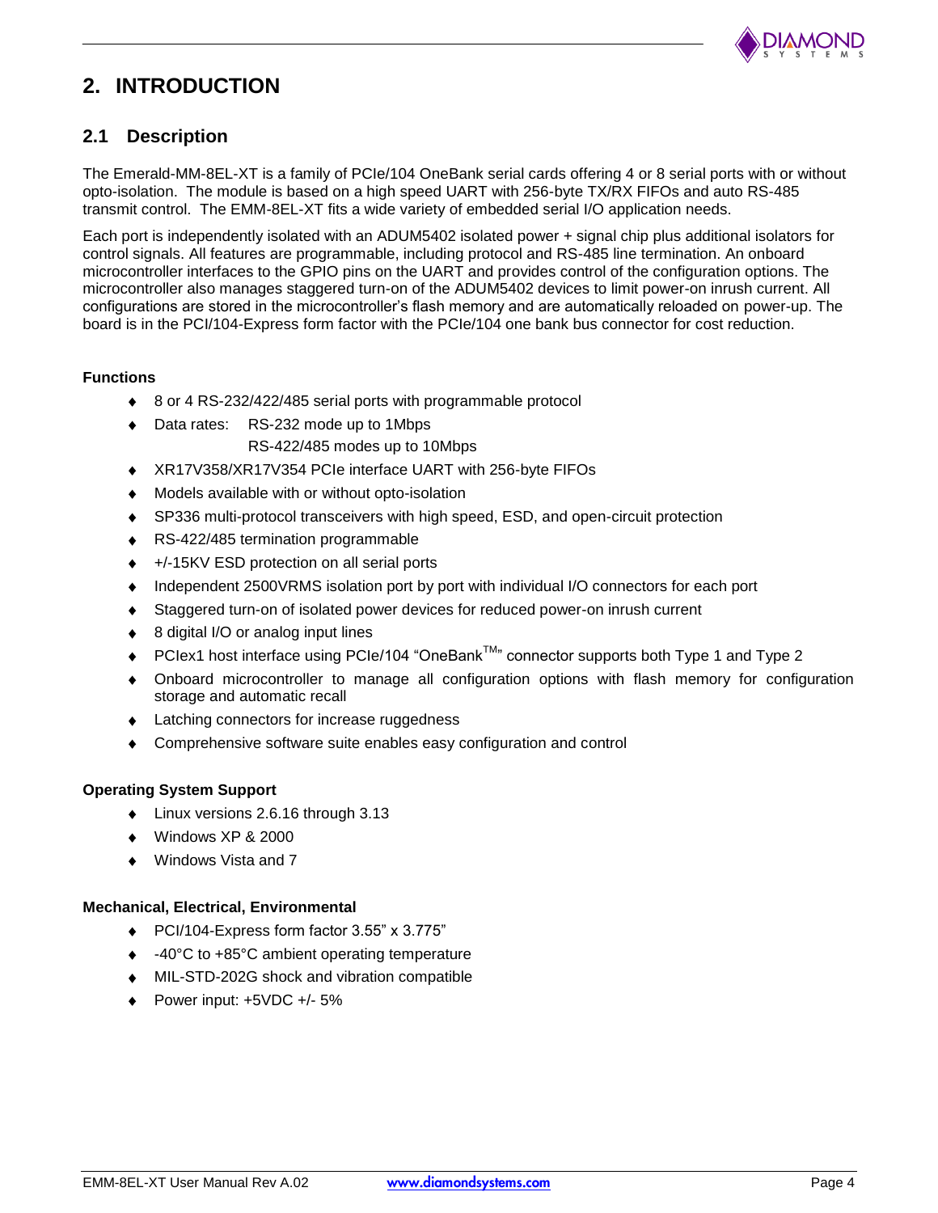# 2. INTRODUCTION

## 2.1 Description

The Emerald-MM-8EL-XT is a family of PCIe/104 OneBank serial cards offering 4 or 8 serial ports with or without opto-isolation. The module is based on a high speed UART with 256-byte TX/RX FIFOs and auto RS-485 transmit control. The EMM-8EL-XT fits a wide variety of embedded serial I/O application needs.

Each port is independently isolated with an ADUM5402 isolated power + signal chip plus additional isolators for control signals. All features are programmable, including protocol and RS-485 line termination. An onboard microcontroller interfaces to the GPIO pins on the UART and provides control of the configuration options. The microcontroller also manages staggered turn-on of the ADUM5402 devices to limit power-on inrush current. All configurations are stored in the microcontroller's flash memory and are automatically reloaded on power-up. The board is in the PCI/104-Express form factor with the PCIe/104 one bank bus connector for cost reduction.

**Functions**

- 8 or 4 RS-232/422/485 serial ports with programmable protocol
- Data rates: RS-232 mode up to 1Mbps
  RS-422/485 modes up to 10Mbps
- XR17V358/XR17V354 PCIe interface UART with 256-byte FIFOs
- Models available with or without opto-isolation
- SP336 multi-protocol transceivers with high speed, ESD, and open-circuit protection
- RS-422/485 termination programmable
- +/-15KV ESD protection on all serial ports
- Independent 2500VRMS isolation port by port with individual I/O connectors for each port
- Staggered turn-on of isolated power devices for reduced power-on inrush current
- 8 digital I/O or analog input lines
- PCIex1 host interface using PCIe/104 "OneBank™" connector supports both Type 1 and Type 2
- Onboard microcontroller to manage all configuration options with flash memory for configuration storage and automatic recall
- Latching connectors for increase ruggedness
- Comprehensive software suite enables easy configuration and control

**Operating System Support**

- Linux versions 2.6.16 through 3.13
- Windows XP & 2000
- Windows Vista and 7

**Mechanical, Electrical, Environmental**

- PCI/104-Express form factor 3.55" x 3.775"
- -40°C to +85°C ambient operating temperature
- MIL-STD-202G shock and vibration compatible
- Power input: +5VDC +/- 5%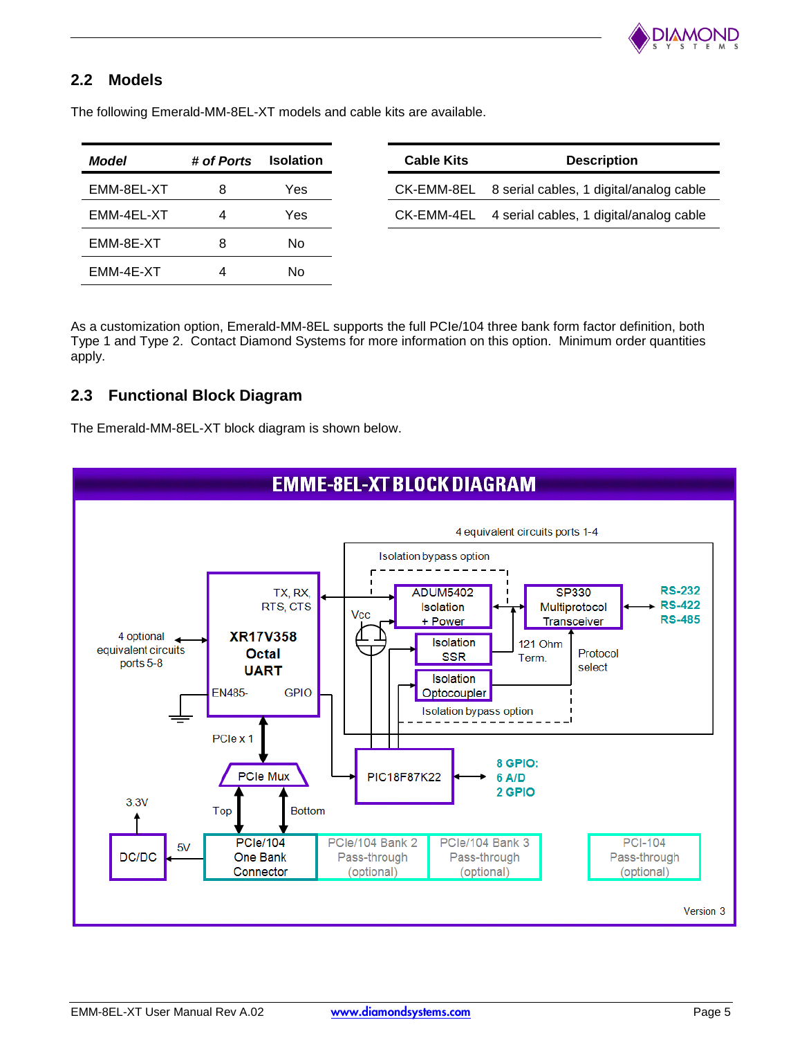## 2.2 Models

The following Emerald-MM-8EL-XT models and cable kits are available.

| *Model* | *# of Ports* | Isolation |
|---|---|---|
| EMM-8EL-XT | 8 | Yes |
| EMM-4EL-XT | 4 | Yes |
| EMM-8E-XT | 8 | No |
| EMM-4E-XT | 4 | No |

| Cable Kits | Description |
|---|---|
| CK-EMM-8EL | 8 serial cables, 1 digital/analog cable |
| CK-EMM-4EL | 4 serial cables, 1 digital/analog cable |

As a customization option, Emerald-MM-8EL supports the full PCIe/104 three bank form factor definition, both Type 1 and Type 2. Contact Diamond Systems for more information on this option. Minimum order quantities apply.

## 2.3 Functional Block Diagram

The Emerald-MM-8EL-XT block diagram is shown below.

**EMME-8EL-XT BLOCK DIAGRAM**

4 equivalent circuits ports 1-4

Isolation bypass option

TX, RX, RTS, CTS

XR17V358 Octal UART

EN485- GPIO

4 optional equivalent circuits ports 5-8

ADUM5402 Isolation + Power

Vcc

Isolation SSR

Isolation Optocoupler

Isolation bypass option

SP330 Multiprotocol Transceiver

121 Ohm Term.

Protocol select

RS-232
RS-422
RS-485

PCIe x 1

PCIe Mux

Top Bottom

PIC18F87K22

8 GPIO:
6 A/D
2 GPIO

3.3V

DC/DC

5V

PCIe/104 One Bank Connector

PCIe/104 Bank 2 Pass-through (optional)

PCIe/104 Bank 3 Pass-through (optional)

PCI-104 Pass-through (optional)

Version 3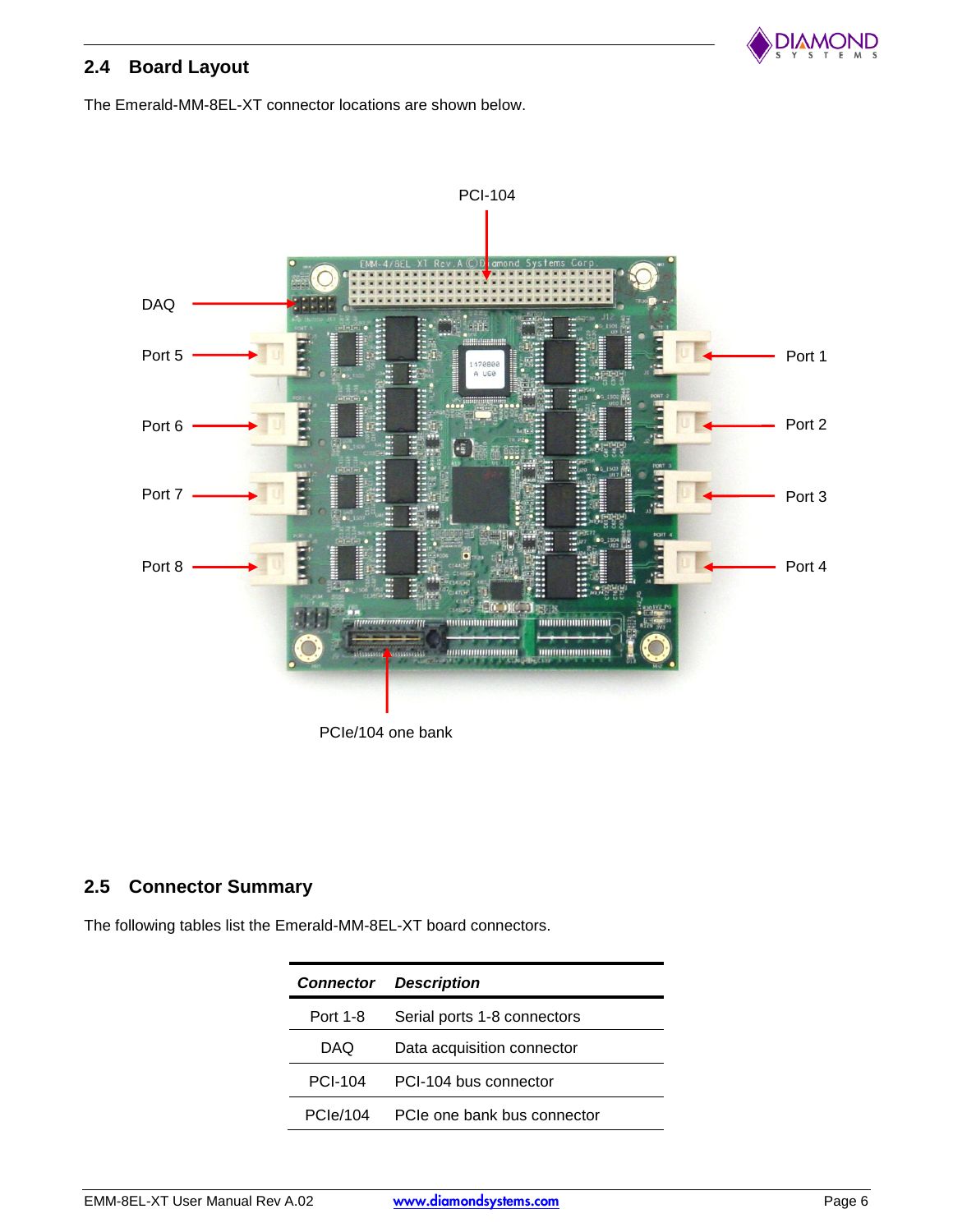## 2.4 Board Layout

The Emerald-MM-8EL-XT connector locations are shown below.

## 2.5 Connector Summary

The following tables list the Emerald-MM-8EL-XT board connectors.

| *Connector* | *Description* |
|---|---|
| Port 1-8 | Serial ports 1-8 connectors |
| DAQ | Data acquisition connector |
| PCI-104 | PCI-104 bus connector |
| PCIe/104 | PCIe one bank bus connector |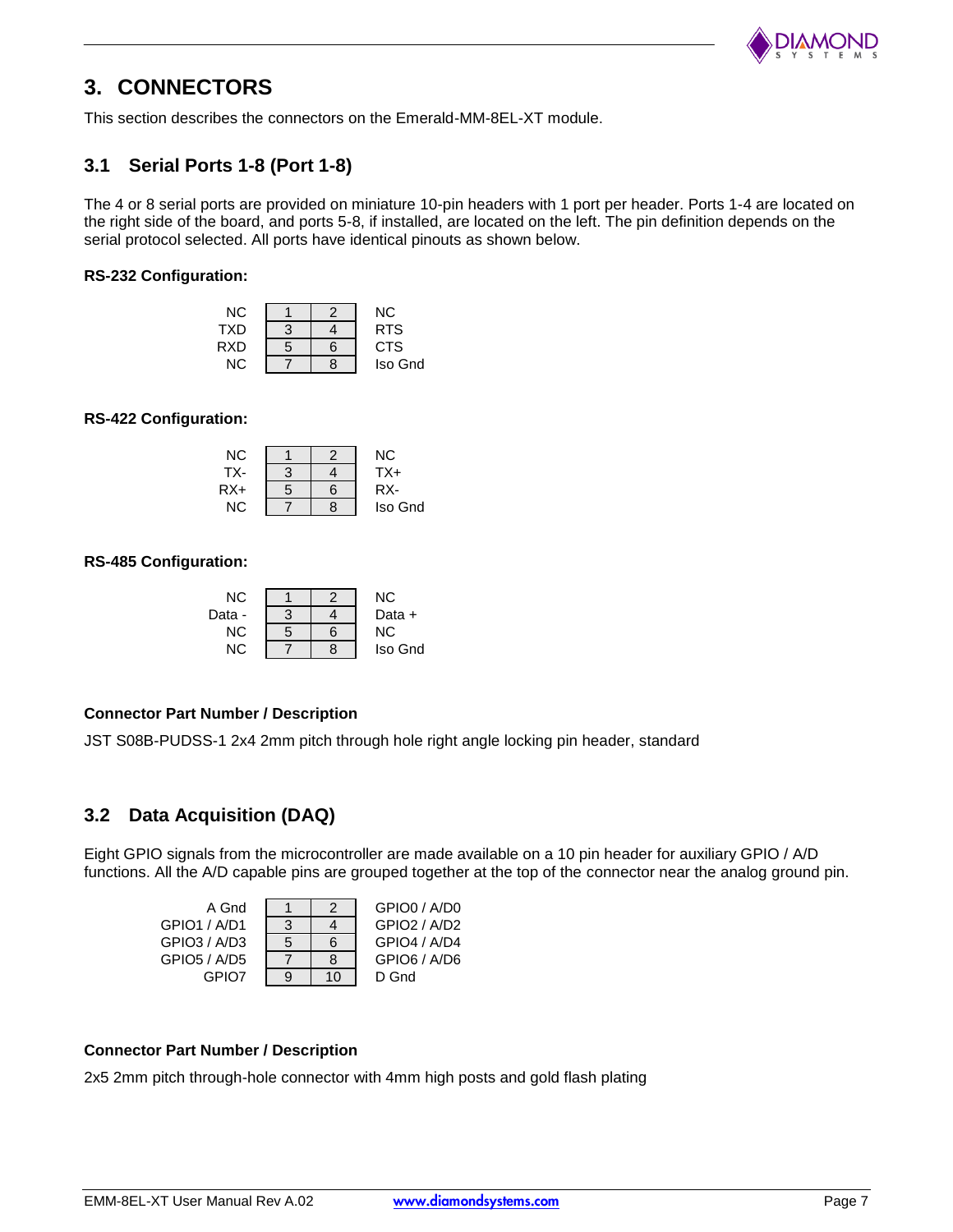# 3. CONNECTORS

This section describes the connectors on the Emerald-MM-8EL-XT module.

## 3.1 Serial Ports 1-8 (Port 1-8)

The 4 or 8 serial ports are provided on miniature 10-pin headers with 1 port per header. Ports 1-4 are located on the right side of the board, and ports 5-8, if installed, are located on the left. The pin definition depends on the serial protocol selected. All ports have identical pinouts as shown below.

**RS-232 Configuration:**

| Signal | Pin | Pin | Signal |
|---|---|---|---|
| NC | 1 | 2 | NC |
| TXD | 3 | 4 | RTS |
| RXD | 5 | 6 | CTS |
| NC | 7 | 8 | Iso Gnd |

**RS-422 Configuration:**

| Signal | Pin | Pin | Signal |
|---|---|---|---|
| NC | 1 | 2 | NC |
| TX- | 3 | 4 | TX+ |
| RX+ | 5 | 6 | RX- |
| NC | 7 | 8 | Iso Gnd |

**RS-485 Configuration:**

| Signal | Pin | Pin | Signal |
|---|---|---|---|
| NC | 1 | 2 | NC |
| Data - | 3 | 4 | Data + |
| NC | 5 | 6 | NC |
| NC | 7 | 8 | Iso Gnd |

**Connector Part Number / Description**

JST S08B-PUDSS-1 2x4 2mm pitch through hole right angle locking pin header, standard

## 3.2 Data Acquisition (DAQ)

Eight GPIO signals from the microcontroller are made available on a 10 pin header for auxiliary GPIO / A/D functions. All the A/D capable pins are grouped together at the top of the connector near the analog ground pin.

| Signal | Pin | Pin | Signal |
|---|---|---|---|
| A Gnd | 1 | 2 | GPIO0 / A/D0 |
| GPIO1 / A/D1 | 3 | 4 | GPIO2 / A/D2 |
| GPIO3 / A/D3 | 5 | 6 | GPIO4 / A/D4 |
| GPIO5 / A/D5 | 7 | 8 | GPIO6 / A/D6 |
| GPIO7 | 9 | 10 | D Gnd |

**Connector Part Number / Description**

2x5 2mm pitch through-hole connector with 4mm high posts and gold flash plating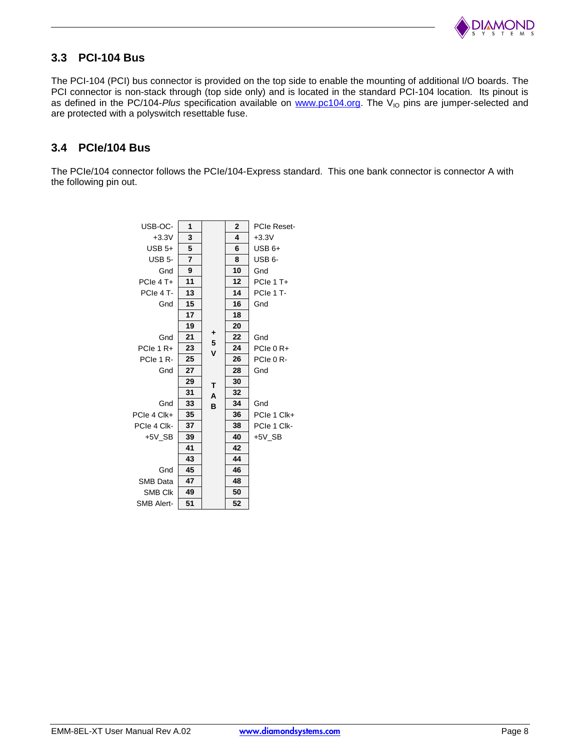## 3.3 PCI-104 Bus

The PCI-104 (PCI) bus connector is provided on the top side to enable the mounting of additional I/O boards. The PCI connector is non-stack through (top side only) and is located in the standard PCI-104 location. Its pinout is as defined in the PC/104-*Plus* specification available on www.pc104.org. The $V_{IO}$ pins are jumper-selected and are protected with a polyswitch resettable fuse.

## 3.4 PCIe/104 Bus

The PCIe/104 connector follows the PCIe/104-Express standard. This one bank connector is connector A with the following pin out.

| Signal | Pin | | Pin | Signal |
|---|---|---|---|---|
| USB-OC- | 1 | +5V TAB | 2 | PCIe Reset- |
| +3.3V | 3 | | 4 | +3.3V |
| USB 5+ | 5 | | 6 | USB 6+ |
| USB 5- | 7 | | 8 | USB 6- |
| Gnd | 9 | | 10 | Gnd |
| PCIe 4 T+ | 11 | | 12 | PCIe 1 T+ |
| PCIe 4 T- | 13 | | 14 | PCIe 1 T- |
| Gnd | 15 | | 16 | Gnd |
| | 17 | | 18 | |
| | 19 | | 20 | |
| Gnd | 21 | | 22 | Gnd |
| PCIe 1 R+ | 23 | | 24 | PCIe 0 R+ |
| PCIe 1 R- | 25 | | 26 | PCIe 0 R- |
| Gnd | 27 | | 28 | Gnd |
| | 29 | | 30 | |
| | 31 | | 32 | |
| Gnd | 33 | | 34 | Gnd |
| PCIe 4 Clk+ | 35 | | 36 | PCIe 1 Clk+ |
| PCIe 4 Clk- | 37 | | 38 | PCIe 1 Clk- |
| +5V_SB | 39 | | 40 | +5V_SB |
| | 41 | | 42 | |
| | 43 | | 44 | |
| Gnd | 45 | | 46 | |
| SMB Data | 47 | | 48 | |
| SMB Clk | 49 | | 50 | |
| SMB Alert- | 51 | | 52 | |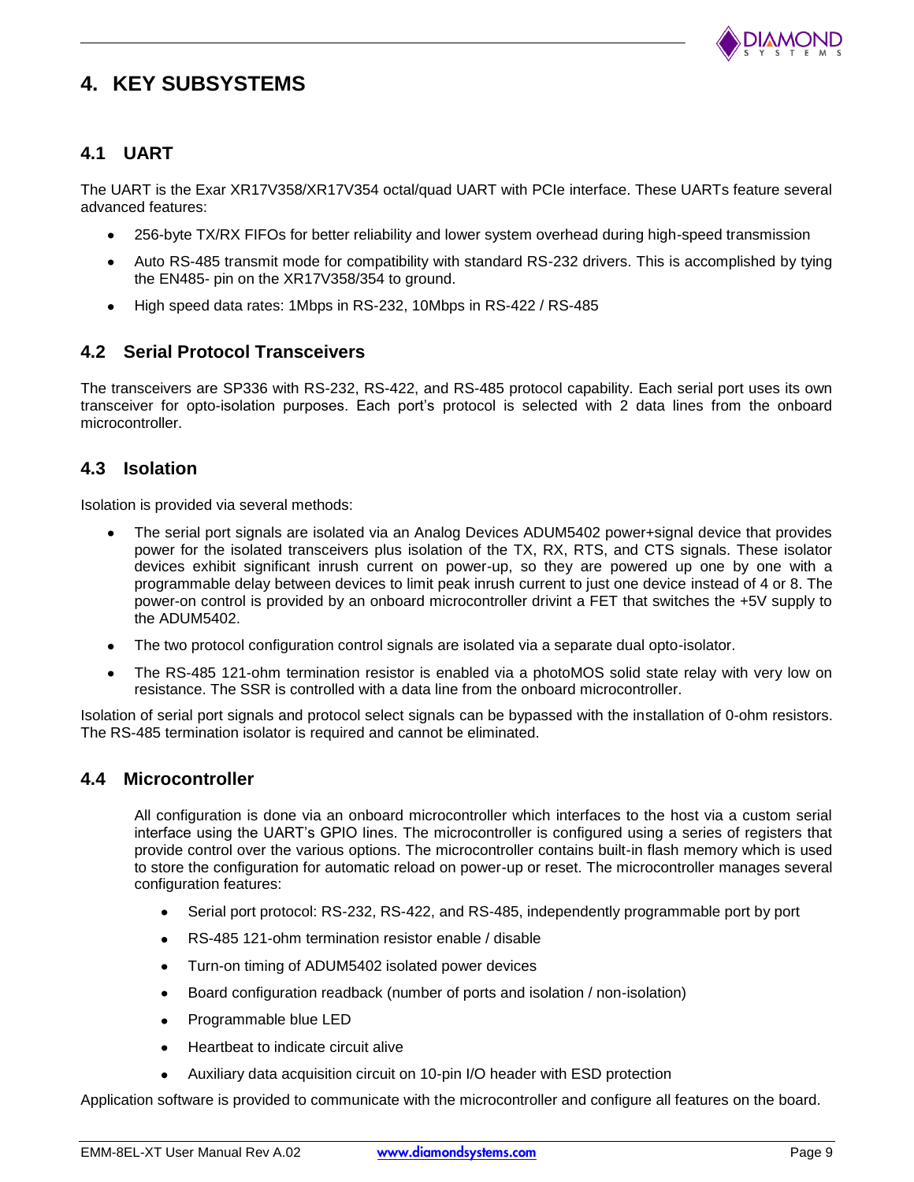# 4. KEY SUBSYSTEMS

## 4.1 UART

The UART is the Exar XR17V358/XR17V354 octal/quad UART with PCIe interface. These UARTs feature several advanced features:

- 256-byte TX/RX FIFOs for better reliability and lower system overhead during high-speed transmission
- Auto RS-485 transmit mode for compatibility with standard RS-232 drivers. This is accomplished by tying the EN485- pin on the XR17V358/354 to ground.
- High speed data rates: 1Mbps in RS-232, 10Mbps in RS-422 / RS-485

## 4.2 Serial Protocol Transceivers

The transceivers are SP336 with RS-232, RS-422, and RS-485 protocol capability. Each serial port uses its own transceiver for opto-isolation purposes. Each port's protocol is selected with 2 data lines from the onboard microcontroller.

## 4.3 Isolation

Isolation is provided via several methods:

- The serial port signals are isolated via an Analog Devices ADUM5402 power+signal device that provides power for the isolated transceivers plus isolation of the TX, RX, RTS, and CTS signals. These isolator devices exhibit significant inrush current on power-up, so they are powered up one by one with a programmable delay between devices to limit peak inrush current to just one device instead of 4 or 8. The power-on control is provided by an onboard microcontroller drivint a FET that switches the +5V supply to the ADUM5402.
- The two protocol configuration control signals are isolated via a separate dual opto-isolator.
- The RS-485 121-ohm termination resistor is enabled via a photoMOS solid state relay with very low on resistance. The SSR is controlled with a data line from the onboard microcontroller.

Isolation of serial port signals and protocol select signals can be bypassed with the installation of 0-ohm resistors. The RS-485 termination isolator is required and cannot be eliminated.

## 4.4 Microcontroller

All configuration is done via an onboard microcontroller which interfaces to the host via a custom serial interface using the UART's GPIO lines. The microcontroller is configured using a series of registers that provide control over the various options. The microcontroller contains built-in flash memory which is used to store the configuration for automatic reload on power-up or reset. The microcontroller manages several configuration features:

- Serial port protocol: RS-232, RS-422, and RS-485, independently programmable port by port
- RS-485 121-ohm termination resistor enable / disable
- Turn-on timing of ADUM5402 isolated power devices
- Board configuration readback (number of ports and isolation / non-isolation)
- Programmable blue LED
- Heartbeat to indicate circuit alive
- Auxiliary data acquisition circuit on 10-pin I/O header with ESD protection

Application software is provided to communicate with the microcontroller and configure all features on the board.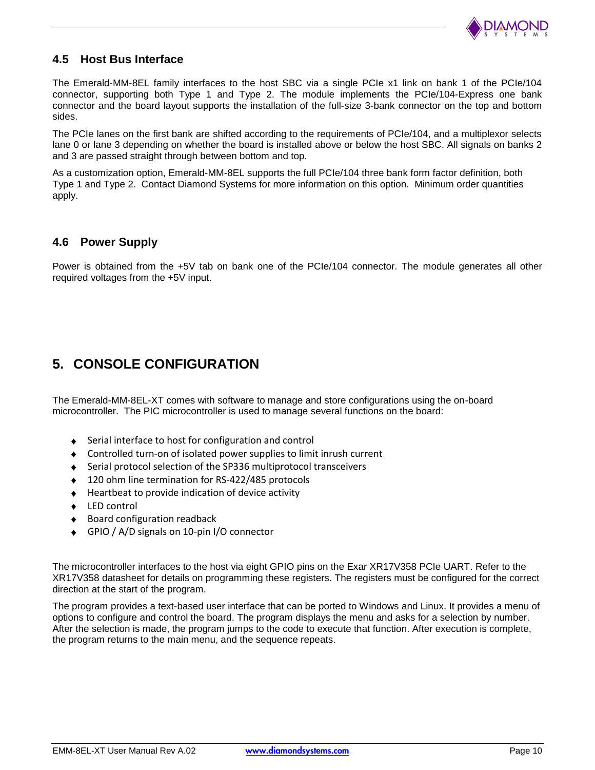## 4.5 Host Bus Interface

The Emerald-MM-8EL family interfaces to the host SBC via a single PCIe x1 link on bank 1 of the PCIe/104 connector, supporting both Type 1 and Type 2. The module implements the PCIe/104-Express one bank connector and the board layout supports the installation of the full-size 3-bank connector on the top and bottom sides.

The PCIe lanes on the first bank are shifted according to the requirements of PCIe/104, and a multiplexor selects lane 0 or lane 3 depending on whether the board is installed above or below the host SBC. All signals on banks 2 and 3 are passed straight through between bottom and top.

As a customization option, Emerald-MM-8EL supports the full PCIe/104 three bank form factor definition, both Type 1 and Type 2. Contact Diamond Systems for more information on this option. Minimum order quantities apply.

## 4.6 Power Supply

Power is obtained from the +5V tab on bank one of the PCIe/104 connector. The module generates all other required voltages from the +5V input.

# 5. CONSOLE CONFIGURATION

The Emerald-MM-8EL-XT comes with software to manage and store configurations using the on-board microcontroller. The PIC microcontroller is used to manage several functions on the board:

- Serial interface to host for configuration and control
- Controlled turn-on of isolated power supplies to limit inrush current
- Serial protocol selection of the SP336 multiprotocol transceivers
- 120 ohm line termination for RS-422/485 protocols
- Heartbeat to provide indication of device activity
- LED control
- Board configuration readback
- GPIO / A/D signals on 10-pin I/O connector

The microcontroller interfaces to the host via eight GPIO pins on the Exar XR17V358 PCIe UART. Refer to the XR17V358 datasheet for details on programming these registers. The registers must be configured for the correct direction at the start of the program.

The program provides a text-based user interface that can be ported to Windows and Linux. It provides a menu of options to configure and control the board. The program displays the menu and asks for a selection by number. After the selection is made, the program jumps to the code to execute that function. After execution is complete, the program returns to the main menu, and the sequence repeats.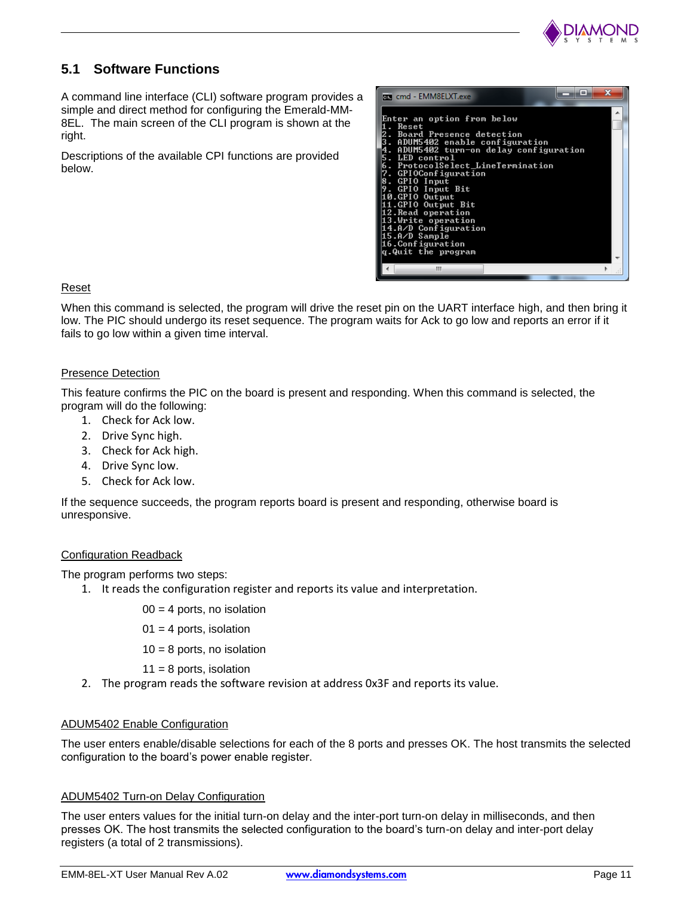## 5.1 Software Functions

A command line interface (CLI) software program provides a simple and direct method for configuring the Emerald-MM-8EL. The main screen of the CLI program is shown at the right.

Descriptions of the available CPI functions are provided below.

```
Enter an option from below
1. Reset
2. Board Presence detection
3. ADUM5402 enable configuration
4. ADUM5402 turn-on delay configuration
5. LED control
6. ProtocolSelect_LineTermination
7. GPIOConfiguration
8. GPIO Input
9. GPIO Input Bit
10.GPIO Output
11.GPIO Output Bit
12.Read operation
13.Write operation
14.A/D Configuration
15.A/D Sample
16.Configuration
q.Quit the program
```

Reset

When this command is selected, the program will drive the reset pin on the UART interface high, and then bring it low. The PIC should undergo its reset sequence. The program waits for Ack to go low and reports an error if it fails to go low within a given time interval.

Presence Detection

This feature confirms the PIC on the board is present and responding. When this command is selected, the program will do the following:

1. Check for Ack low.
2. Drive Sync high.
3. Check for Ack high.
4. Drive Sync low.
5. Check for Ack low.

If the sequence succeeds, the program reports board is present and responding, otherwise board is unresponsive.

Configuration Readback

The program performs two steps:

1. It reads the configuration register and reports its value and interpretation.

   00 = 4 ports, no isolation

   01 = 4 ports, isolation

   10 = 8 ports, no isolation

   11 = 8 ports, isolation
2. The program reads the software revision at address 0x3F and reports its value.

ADUM5402 Enable Configuration

The user enters enable/disable selections for each of the 8 ports and presses OK. The host transmits the selected configuration to the board's power enable register.

ADUM5402 Turn-on Delay Configuration

The user enters values for the initial turn-on delay and the inter-port turn-on delay in milliseconds, and then presses OK. The host transmits the selected configuration to the board's turn-on delay and inter-port delay registers (a total of 2 transmissions).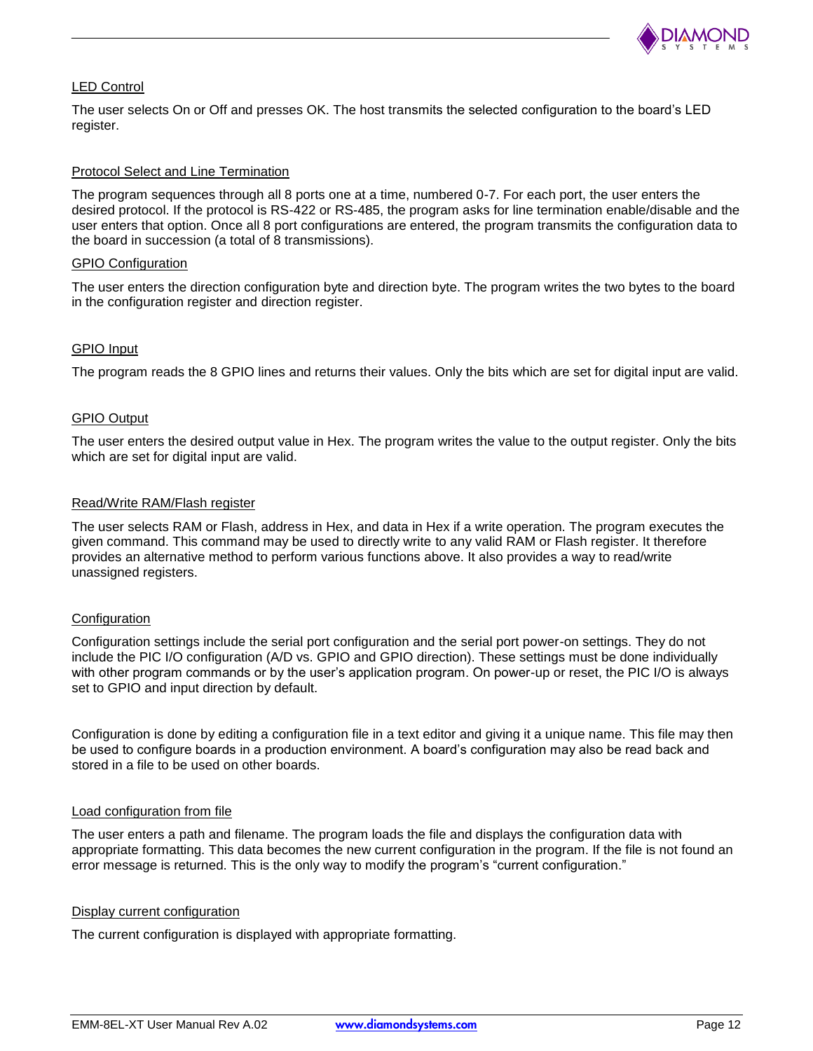### LED Control

The user selects On or Off and presses OK. The host transmits the selected configuration to the board's LED register.

### Protocol Select and Line Termination

The program sequences through all 8 ports one at a time, numbered 0-7. For each port, the user enters the desired protocol. If the protocol is RS-422 or RS-485, the program asks for line termination enable/disable and the user enters that option. Once all 8 port configurations are entered, the program transmits the configuration data to the board in succession (a total of 8 transmissions).

### GPIO Configuration

The user enters the direction configuration byte and direction byte. The program writes the two bytes to the board in the configuration register and direction register.

### GPIO Input

The program reads the 8 GPIO lines and returns their values. Only the bits which are set for digital input are valid.

### GPIO Output

The user enters the desired output value in Hex. The program writes the value to the output register. Only the bits which are set for digital input are valid.

### Read/Write RAM/Flash register

The user selects RAM or Flash, address in Hex, and data in Hex if a write operation. The program executes the given command. This command may be used to directly write to any valid RAM or Flash register. It therefore provides an alternative method to perform various functions above. It also provides a way to read/write unassigned registers.

### Configuration

Configuration settings include the serial port configuration and the serial port power-on settings. They do not include the PIC I/O configuration (A/D vs. GPIO and GPIO direction). These settings must be done individually with other program commands or by the user's application program. On power-up or reset, the PIC I/O is always set to GPIO and input direction by default.

Configuration is done by editing a configuration file in a text editor and giving it a unique name. This file may then be used to configure boards in a production environment. A board's configuration may also be read back and stored in a file to be used on other boards.

### Load configuration from file

The user enters a path and filename. The program loads the file and displays the configuration data with appropriate formatting. This data becomes the new current configuration in the program. If the file is not found an error message is returned. This is the only way to modify the program's "current configuration."

### Display current configuration

The current configuration is displayed with appropriate formatting.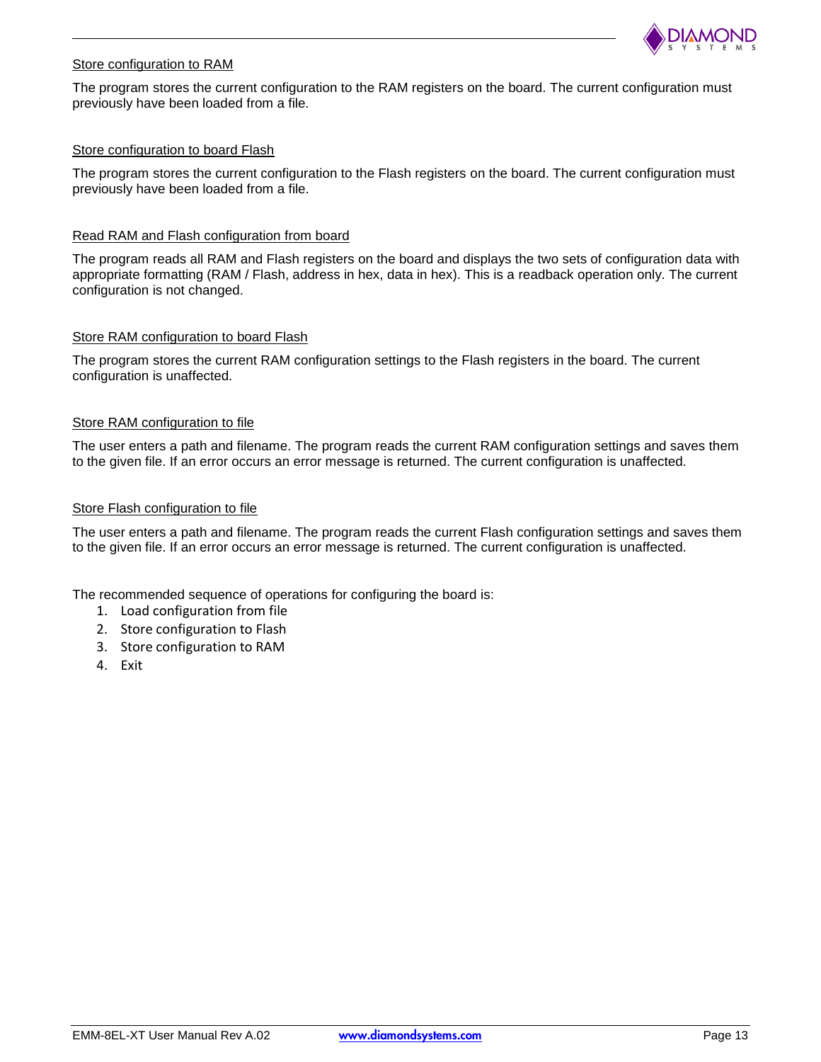Store configuration to RAM

The program stores the current configuration to the RAM registers on the board. The current configuration must previously have been loaded from a file.

Store configuration to board Flash

The program stores the current configuration to the Flash registers on the board. The current configuration must previously have been loaded from a file.

Read RAM and Flash configuration from board

The program reads all RAM and Flash registers on the board and displays the two sets of configuration data with appropriate formatting (RAM / Flash, address in hex, data in hex). This is a readback operation only. The current configuration is not changed.

Store RAM configuration to board Flash

The program stores the current RAM configuration settings to the Flash registers in the board. The current configuration is unaffected.

Store RAM configuration to file

The user enters a path and filename. The program reads the current RAM configuration settings and saves them to the given file. If an error occurs an error message is returned. The current configuration is unaffected.

Store Flash configuration to file

The user enters a path and filename. The program reads the current Flash configuration settings and saves them to the given file. If an error occurs an error message is returned. The current configuration is unaffected.

The recommended sequence of operations for configuring the board is:

1. Load configuration from file
2. Store configuration to Flash
3. Store configuration to RAM
4. Exit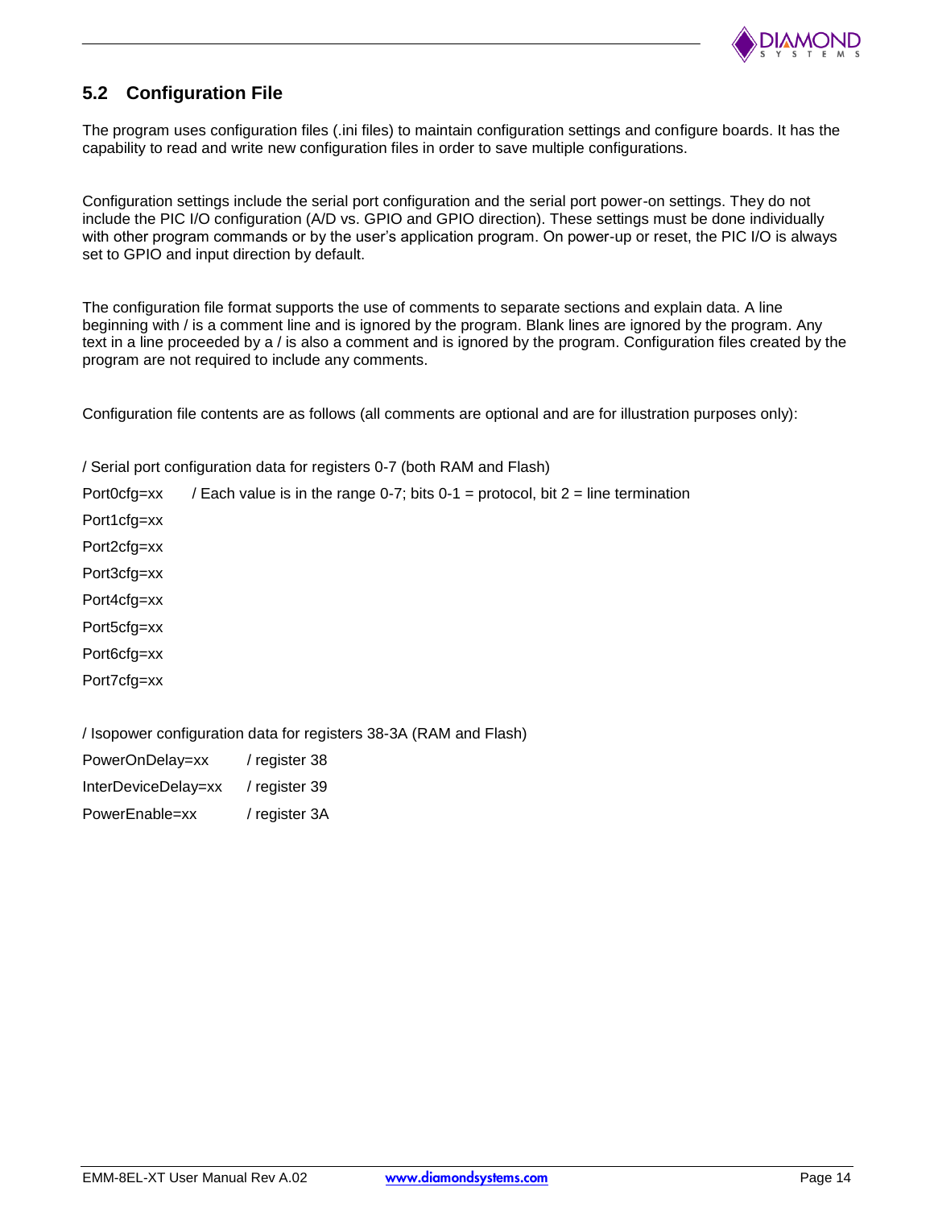## 5.2 Configuration File

The program uses configuration files (.ini files) to maintain configuration settings and configure boards. It has the capability to read and write new configuration files in order to save multiple configurations.

Configuration settings include the serial port configuration and the serial port power-on settings. They do not include the PIC I/O configuration (A/D vs. GPIO and GPIO direction). These settings must be done individually with other program commands or by the user's application program. On power-up or reset, the PIC I/O is always set to GPIO and input direction by default.

The configuration file format supports the use of comments to separate sections and explain data. A line beginning with / is a comment line and is ignored by the program. Blank lines are ignored by the program. Any text in a line proceeded by a / is also a comment and is ignored by the program. Configuration files created by the program are not required to include any comments.

Configuration file contents are as follows (all comments are optional and are for illustration purposes only):

```
/ Serial port configuration data for registers 0-7 (both RAM and Flash)
Port0cfg=xx       / Each value is in the range 0-7; bits 0-1 = protocol, bit 2 = line termination
Port1cfg=xx
Port2cfg=xx
Port3cfg=xx
Port4cfg=xx
Port5cfg=xx
Port6cfg=xx
Port7cfg=xx

/ Isopower configuration data for registers 38-3A (RAM and Flash)
PowerOnDelay=xx         / register 38
InterDeviceDelay=xx     / register 39
PowerEnable=xx          / register 3A
```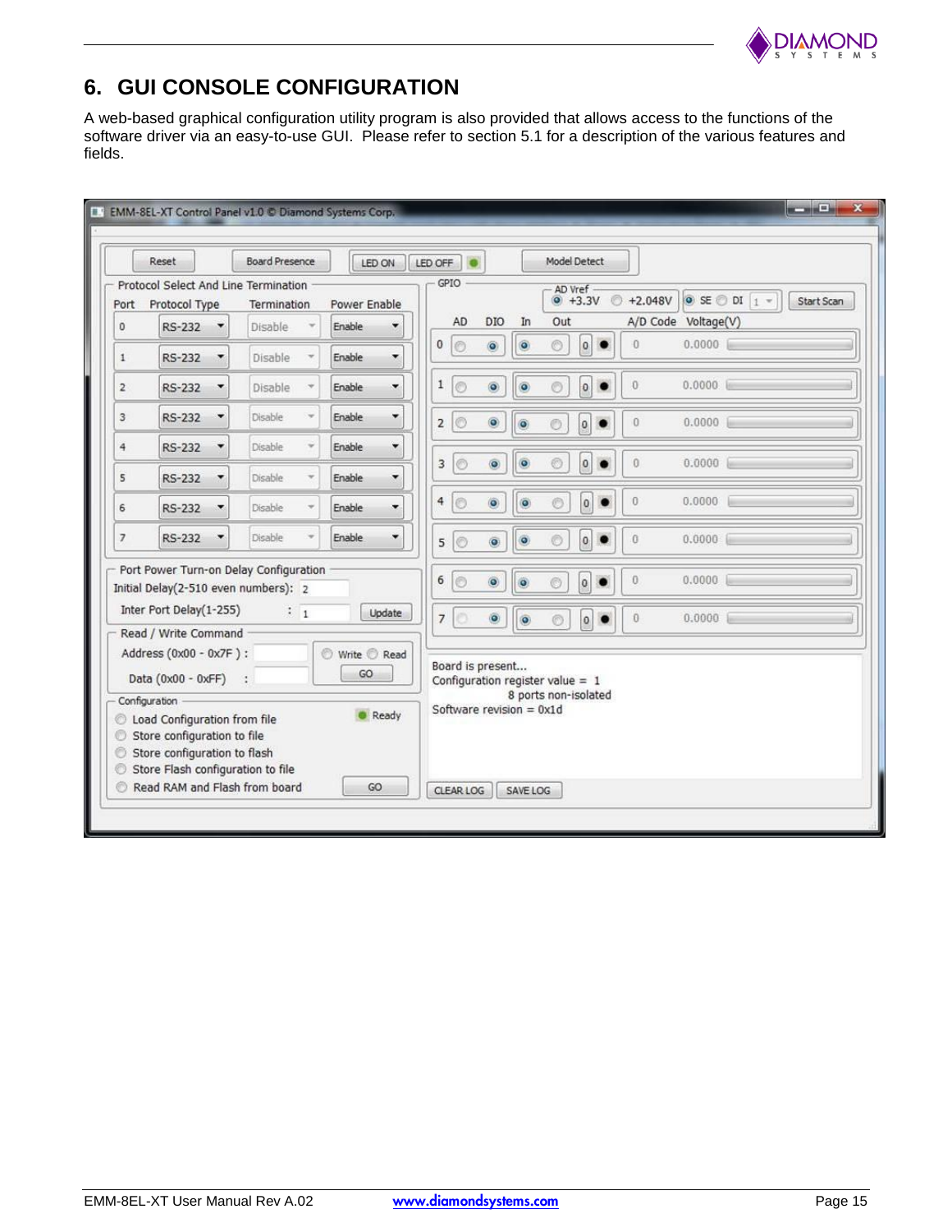# 6. GUI CONSOLE CONFIGURATION

A web-based graphical configuration utility program is also provided that allows access to the functions of the software driver via an easy-to-use GUI. Please refer to section 5.1 for a description of the various features and fields.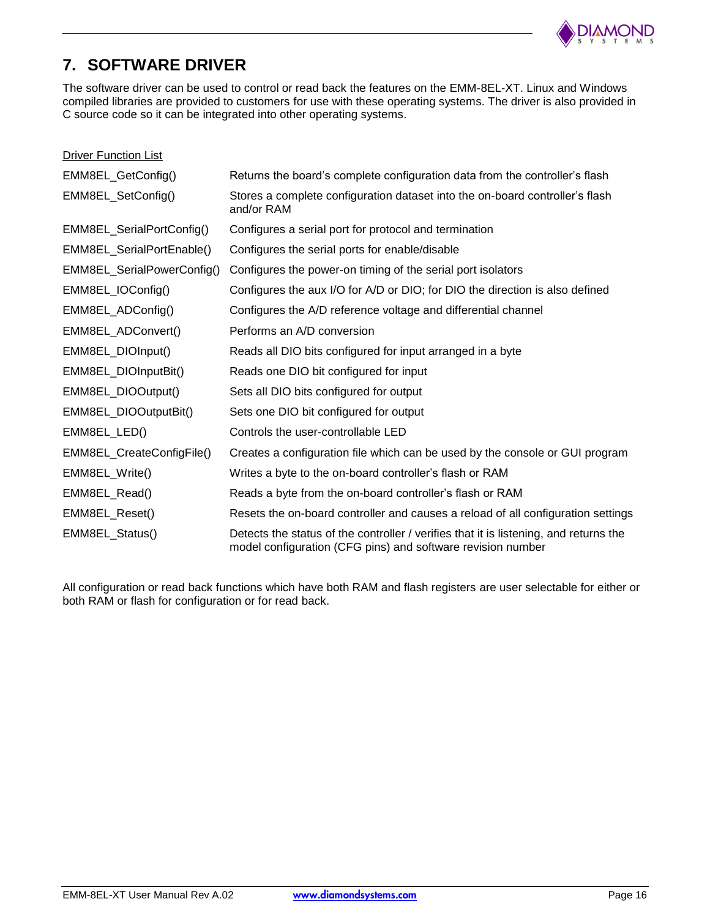# 7. SOFTWARE DRIVER

The software driver can be used to control or read back the features on the EMM-8EL-XT. Linux and Windows compiled libraries are provided to customers for use with these operating systems. The driver is also provided in C source code so it can be integrated into other operating systems.

Driver Function List

| Function | Description |
|---|---|
| EMM8EL_GetConfig() | Returns the board's complete configuration data from the controller's flash |
| EMM8EL_SetConfig() | Stores a complete configuration dataset into the on-board controller's flash and/or RAM |
| EMM8EL_SerialPortConfig() | Configures a serial port for protocol and termination |
| EMM8EL_SerialPortEnable() | Configures the serial ports for enable/disable |
| EMM8EL_SerialPowerConfig() | Configures the power-on timing of the serial port isolators |
| EMM8EL_IOConfig() | Configures the aux I/O for A/D or DIO; for DIO the direction is also defined |
| EMM8EL_ADConfig() | Configures the A/D reference voltage and differential channel |
| EMM8EL_ADConvert() | Performs an A/D conversion |
| EMM8EL_DIOInput() | Reads all DIO bits configured for input arranged in a byte |
| EMM8EL_DIOInputBit() | Reads one DIO bit configured for input |
| EMM8EL_DIOOutput() | Sets all DIO bits configured for output |
| EMM8EL_DIOOutputBit() | Sets one DIO bit configured for output |
| EMM8EL_LED() | Controls the user-controllable LED |
| EMM8EL_CreateConfigFile() | Creates a configuration file which can be used by the console or GUI program |
| EMM8EL_Write() | Writes a byte to the on-board controller's flash or RAM |
| EMM8EL_Read() | Reads a byte from the on-board controller's flash or RAM |
| EMM8EL_Reset() | Resets the on-board controller and causes a reload of all configuration settings |
| EMM8EL_Status() | Detects the status of the controller / verifies that it is listening, and returns the model configuration (CFG pins) and software revision number |

All configuration or read back functions which have both RAM and flash registers are user selectable for either or both RAM or flash for configuration or for read back.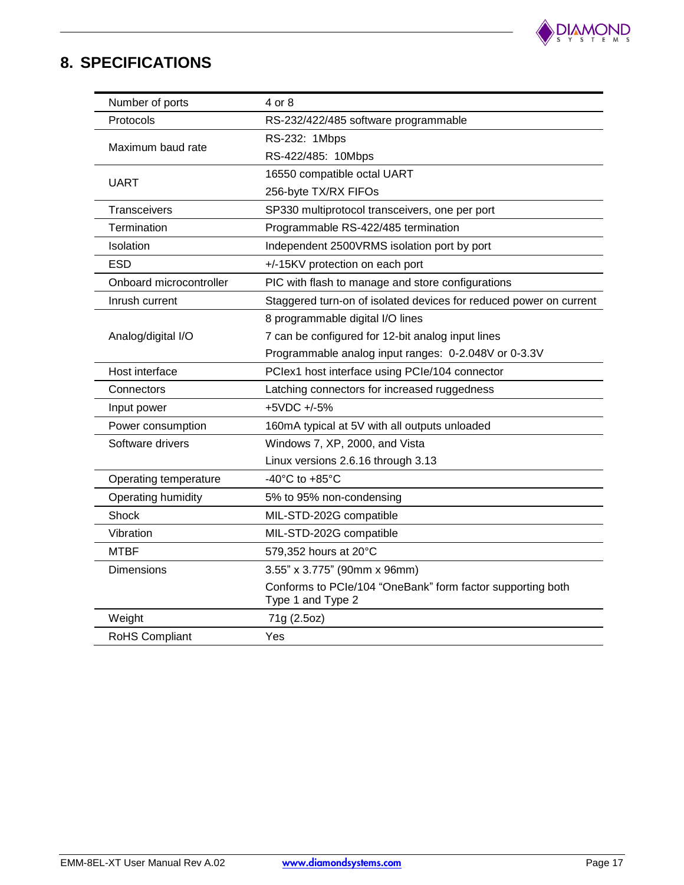# 8. SPECIFICATIONS

| | |
|---|---|
| Number of ports | 4 or 8 |
| Protocols | RS-232/422/485 software programmable |
| Maximum baud rate | RS-232: 1Mbps<br>RS-422/485: 10Mbps |
| UART | 16550 compatible octal UART<br>256-byte TX/RX FIFOs |
| Transceivers | SP330 multiprotocol transceivers, one per port |
| Termination | Programmable RS-422/485 termination |
| Isolation | Independent 2500VRMS isolation port by port |
| ESD | +/-15KV protection on each port |
| Onboard microcontroller | PIC with flash to manage and store configurations |
| Inrush current | Staggered turn-on of isolated devices for reduced power on current |
| Analog/digital I/O | 8 programmable digital I/O lines<br>7 can be configured for 12-bit analog input lines<br>Programmable analog input ranges: 0-2.048V or 0-3.3V |
| Host interface | PCIex1 host interface using PCIe/104 connector |
| Connectors | Latching connectors for increased ruggedness |
| Input power | +5VDC +/-5% |
| Power consumption | 160mA typical at 5V with all outputs unloaded |
| Software drivers | Windows 7, XP, 2000, and Vista<br>Linux versions 2.6.16 through 3.13 |
| Operating temperature | -40°C to +85°C |
| Operating humidity | 5% to 95% non-condensing |
| Shock | MIL-STD-202G compatible |
| Vibration | MIL-STD-202G compatible |
| MTBF | 579,352 hours at 20°C |
| Dimensions | 3.55" x 3.775" (90mm x 96mm)<br>Conforms to PCIe/104 "OneBank" form factor supporting both Type 1 and Type 2 |
| Weight | 71g (2.5oz) |
| RoHS Compliant | Yes |